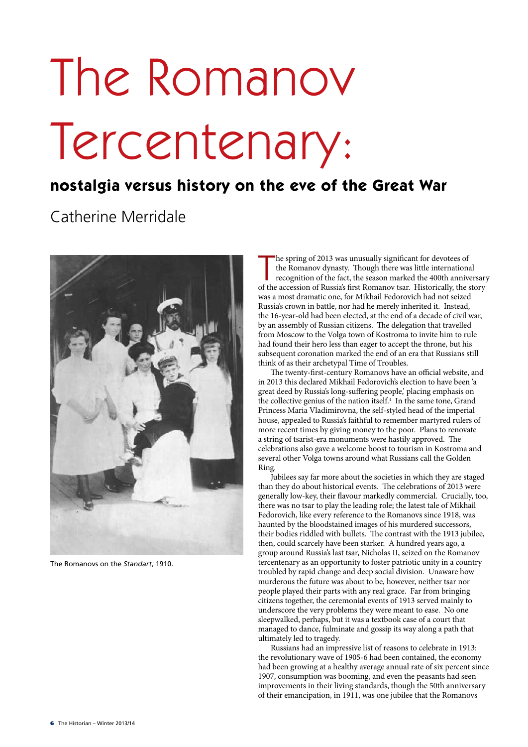# The Romanov Tercentenary:

## nostalgia versus history on the eve of the Great War

Catherine Merridale

The Romanovs on the *Standart*, 1910.

The spring of 2013 was unusually significant for devotees of the Romanov dynasty. Though there was little international recognition of the fact, the season marked the 400th anniversary of the accession of Russia's first Romanov tsar. Historically, the story was a most dramatic one, for Mikhail Fedorovich had not seized Russia's crown in battle, nor had he merely inherited it. Instead, the 16-year-old had been elected, at the end of a decade of civil war, by an assembly of Russian citizens. The delegation that travelled from Moscow to the Volga town of Kostroma to invite him to rule had found their hero less than eager to accept the throne, but his subsequent coronation marked the end of an era that Russians still think of as their archetypal Time of Troubles.

The twenty-first-century Romanovs have an official website, and in 2013 this declared Mikhail Fedorovich's election to have been 'a great deed by Russia's long-suffering people,' placing emphasis on the collective genius of the nation itself.[1] In the same tone, Grand Princess Maria Vladimirovna, the self-styled head of the imperial house, appealed to Russia's faithful to remember martyred rulers of more recent times by giving money to the poor. Plans to renovate a string of tsarist-era monuments were hastily approved. The celebrations also gave a welcome boost to tourism in Kostroma and several other Volga towns around what Russians call the Golden Ring.

Jubilees say far more about the societies in which they are staged than they do about historical events. The celebrations of 2013 were generally low-key, their flavour markedly commercial. Crucially, too, there was no tsar to play the leading role; the latest tale of Mikhail Fedorovich, like every reference to the Romanovs since 1918, was haunted by the bloodstained images of his murdered successors, their bodies riddled with bullets. The contrast with the 1913 jubilee, then, could scarcely have been starker. A hundred years ago, a group around Russia's last tsar, Nicholas II, seized on the Romanov tercentenary as an opportunity to foster patriotic unity in a country troubled by rapid change and deep social division. Unaware how murderous the future was about to be, however, neither tsar nor people played their parts with any real grace. Far from bringing citizens together, the ceremonial events of 1913 served mainly to underscore the very problems they were meant to ease. No one sleepwalked, perhaps, but it was a textbook case of a court that managed to dance, fulminate and gossip its way along a path that ultimately led to tragedy.

Russians had an impressive list of reasons to celebrate in 1913: the revolutionary wave of 1905-6 had been contained, the economy had been growing at a healthy average annual rate of six percent since 1907, consumption was booming, and even the peasants had seen improvements in their living standards, though the 50th anniversary of their emancipation, in 1911, was one jubilee that the Romanovs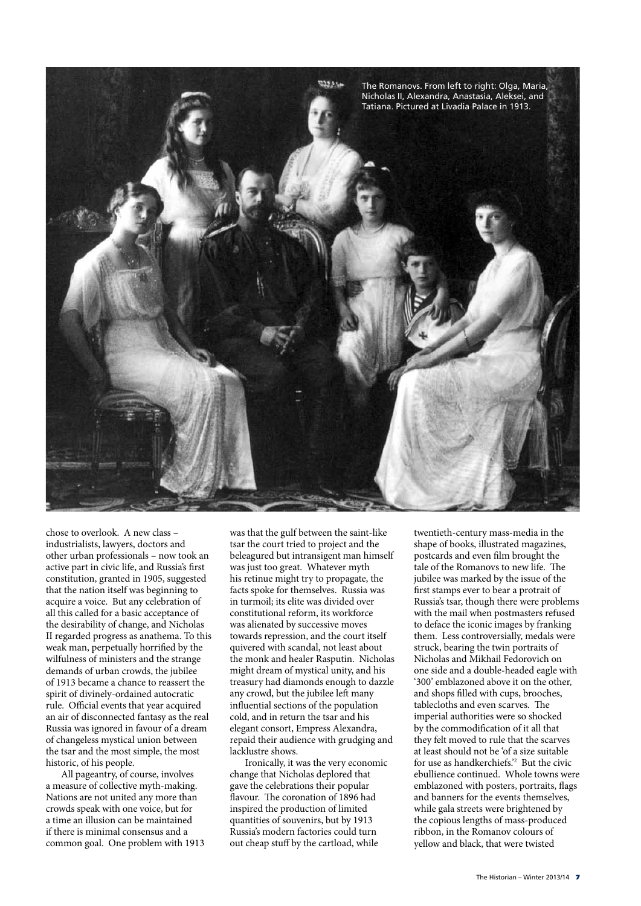The Romanovs. From left to right: Olga, Maria, Nicholas II, Alexandra, Anastasia, Aleksei, and Tatiana. Pictured at Livadia Palace in 1913.

chose to overlook. A new class – industrialists, lawyers, doctors and other urban professionals – now took an active part in civic life, and Russia's first constitution, granted in 1905, suggested that the nation itself was beginning to acquire a voice. But any celebration of all this called for a basic acceptance of the desirability of change, and Nicholas II regarded progress as anathema. To this weak man, perpetually horrified by the wilfulness of ministers and the strange demands of urban crowds, the jubilee of 1913 became a chance to reassert the spirit of divinely-ordained autocratic rule. Official events that year acquired an air of disconnected fantasy as the real Russia was ignored in favour of a dream of changeless mystical union between the tsar and the most simple, the most historic, of his people.

All pageantry, of course, involves a measure of collective myth-making. Nations are not united any more than crowds speak with one voice, but for a time an illusion can be maintained if there is minimal consensus and a common goal. One problem with 1913 was that the gulf between the saint-like tsar the court tried to project and the beleaguered but intransigent man himself was just too great. Whatever myth his retinue might try to propagate, the facts spoke for themselves. Russia was in turmoil; its elite was divided over constitutional reform, its workforce was alienated by successive moves towards repression, and the court itself quivered with scandal, not least about the monk and healer Rasputin. Nicholas might dream of mystical unity, and his treasury had diamonds enough to dazzle any crowd, but the jubilee left many influential sections of the population cold, and in return the tsar and his elegant consort, Empress Alexandra, repaid their audience with grudging and lacklustre shows.

Ironically, it was the very economic change that Nicholas deplored that gave the celebrations their popular flavour. The coronation of 1896 had inspired the production of limited quantities of souvenirs, but by 1913 Russia's modern factories could turn out cheap stuff by the cartload, while twentieth-century mass-media in the shape of books, illustrated magazines, postcards and even film brought the tale of the Romanovs to new life. The jubilee was marked by the issue of the first stamps ever to bear a protrait of Russia's tsar, though there were problems with the mail when postmasters refused to deface the iconic images by franking them. Less controversially, medals were struck, bearing the twin portraits of Nicholas and Mikhail Fedorovich on one side and a double-headed eagle with '300' emblazoned above it on the other, and shops filled with cups, brooches, tablecloths and even scarves. The imperial authorities were so shocked by the commodification of it all that they felt moved to rule that the scarves at least should not be 'of a size suitable for use as handkerchiefs.'[2] But the civic ebullience continued. Whole towns were emblazoned with posters, portraits, flags and banners for the events themselves, while gala streets were brightened by the copious lengths of mass-produced ribbon, in the Romanov colours of yellow and black, that were twisted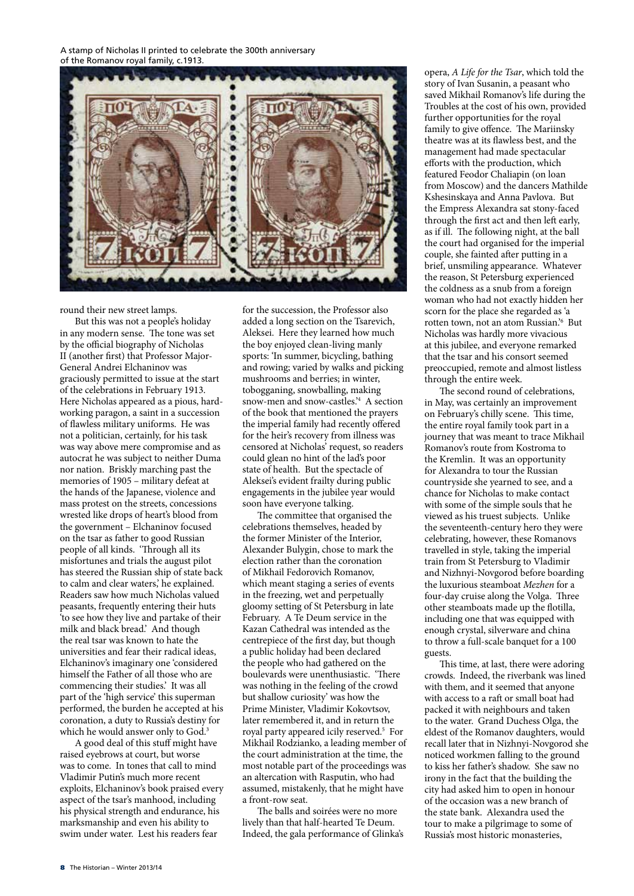A stamp of Nicholas II printed to celebrate the 300th anniversary of the Romanov royal family, c.1913.

round their new street lamps.

But this was not a people's holiday in any modern sense. The tone was set by the official biography of Nicholas II (another first) that Professor Major-General Andrei Elchaninov was graciously permitted to issue at the start of the celebrations in February 1913. Here Nicholas appeared as a pious, hard-working paragon, a saint in a succession of flawless military uniforms. He was not a politician, certainly, for his task was way above mere compromise and as autocrat he was subject to neither Duma nor nation. Briskly marching past the memories of 1905 – military defeat at the hands of the Japanese, violence and mass protest on the streets, concessions wrested like drops of heart's blood from the government – Elchaninov focused on the tsar as father to good Russian people of all kinds. 'Through all its misfortunes and trials the august pilot has steered the Russian ship of state back to calm and clear waters,' he explained. Readers saw how much Nicholas valued peasants, frequently entering their huts 'to see how they live and partake of their milk and black bread.' And though the real tsar was known to hate the universities and fear their radical ideas, Elchaninov's imaginary one 'considered himself the Father of all those who are commencing their studies.' It was all part of the 'high service' this superman performed, the burden he accepted at his coronation, a duty to Russia's destiny for which he would answer only to God.[3]

A good deal of this stuff might have raised eyebrows at court, but worse was to come. In tones that call to mind Vladimir Putin's much more recent exploits, Elchaninov's book praised every aspect of the tsar's manhood, including his physical strength and endurance, his marksmanship and even his ability to swim under water. Lest his readers fear for the succession, the Professor also added a long section on the Tsarevich, Aleksei. Here they learned how much the boy enjoyed clean-living manly sports: 'In summer, bicycling, bathing and rowing; varied by walks and picking mushrooms and berries; in winter, tobogganing, snowballing, making snow-men and snow-castles.'[4] A section of the book that mentioned the prayers the imperial family had recently offered for the heir's recovery from illness was censored at Nicholas' request, so readers could glean no hint of the lad's poor state of health. But the spectacle of Aleksei's evident frailty during public engagements in the jubilee year would soon have everyone talking.

The committee that organised the celebrations themselves, headed by the former Minister of the Interior, Alexander Bulygin, chose to mark the election rather than the coronation of Mikhail Fedorovich Romanov, which meant staging a series of events in the freezing, wet and perpetually gloomy setting of St Petersburg in late February. A Te Deum service in the Kazan Cathedral was intended as the centrepiece of the first day, but though a public holiday had been declared the people who had gathered on the boulevards were unenthusiastic. 'There was nothing in the feeling of the crowd but shallow curiosity' was how the Prime Minister, Vladimir Kokovtsov, later remembered it, and in return the royal party appeared icily reserved.[5] For Mikhail Rodzianko, a leading member of the court administration at the time, the most notable part of the proceedings was an altercation with Rasputin, who had assumed, mistakenly, that he might have a front-row seat.

The balls and soirées were no more lively than that half-hearted Te Deum. Indeed, the gala performance of Glinka's opera, *A Life for the Tsar*, which told the story of Ivan Susanin, a peasant who saved Mikhail Romanov's life during the Troubles at the cost of his own, provided further opportunities for the royal family to give offence. The Mariinsky theatre was at its flawless best, and the management had made spectacular efforts with the production, which featured Feodor Chaliapin (on loan from Moscow) and the dancers Mathilde Kshesinskaya and Anna Pavlova. But the Empress Alexandra sat stony-faced through the first act and then left early, as if ill. The following night, at the ball the court had organised for the imperial couple, she fainted after putting in a brief, unsmiling appearance. Whatever the reason, St Petersburg experienced the coldness as a snub from a foreign woman who had not exactly hidden her scorn for the place she regarded as 'a rotten town, not an atom Russian.'[6] But Nicholas was hardly more vivacious at this jubilee, and everyone remarked that the tsar and his consort seemed preoccupied, remote and almost listless through the entire week.

The second round of celebrations, in May, was certainly an improvement on February's chilly scene. This time, the entire royal family took part in a journey that was meant to trace Mikhail Romanov's route from Kostroma to the Kremlin. It was an opportunity for Alexandra to tour the Russian countryside she yearned to see, and a chance for Nicholas to make contact with some of the simple souls that he viewed as his truest subjects. Unlike the seventeenth-century hero they were celebrating, however, these Romanovs travelled in style, taking the imperial train from St Petersburg to Vladimir and Nizhnyi-Novgorod before boarding the luxurious steamboat *Mezhen* for a four-day cruise along the Volga. Three other steamboats made up the flotilla, including one that was equipped with enough crystal, silverware and china to throw a full-scale banquet for a 100 guests.

This time, at last, there were adoring crowds. Indeed, the riverbank was lined with them, and it seemed that anyone with access to a raft or small boat had packed it with neighbours and taken to the water. Grand Duchess Olga, the eldest of the Romanov daughters, would recall later that in Nizhnyi-Novgorod she noticed workmen falling to the ground to kiss her father's shadow. She saw no irony in the fact that the building the city had asked him to open in honour of the occasion was a new branch of the state bank. Alexandra used the tour to make a pilgrimage to some of Russia's most historic monasteries,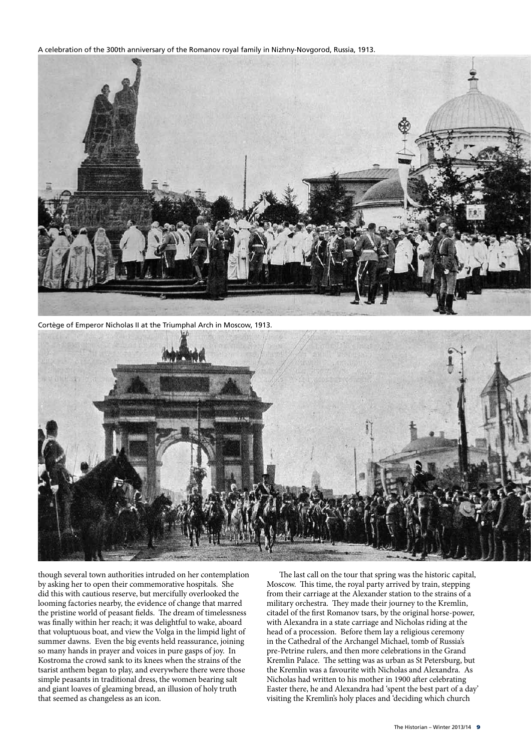A celebration of the 300th anniversary of the Romanov royal family in Nizhny-Novgorod, Russia, 1913.

Cortège of Emperor Nicholas II at the Triumphal Arch in Moscow, 1913.

though several town authorities intruded on her contemplation by asking her to open their commemorative hospitals. She did this with cautious reserve, but mercifully overlooked the looming factories nearby, the evidence of change that marred the pristine world of peasant fields. The dream of timelessness was finally within her reach; it was delightful to wake, aboard that voluptuous boat, and view the Volga in the limpid light of summer dawns. Even the big events held reassurance, joining so many hands in prayer and voices in pure gasps of joy. In Kostroma the crowd sank to its knees when the strains of the tsarist anthem began to play, and everywhere there were those simple peasants in traditional dress, the women bearing salt and giant loaves of gleaming bread, an illusion of holy truth that seemed as changeless as an icon.

The last call on the tour that spring was the historic capital, Moscow. This time, the royal party arrived by train, stepping from their carriage at the Alexander station to the strains of a military orchestra. They made their journey to the Kremlin, citadel of the first Romanov tsars, by the original horse-power, with Alexandra in a state carriage and Nicholas riding at the head of a procession. Before them lay a religious ceremony in the Cathedral of the Archangel Michael, tomb of Russia's pre-Petrine rulers, and then more celebrations in the Grand Kremlin Palace. The setting was as urban as St Petersburg, but the Kremlin was a favourite with Nicholas and Alexandra. As Nicholas had written to his mother in 1900 after celebrating Easter there, he and Alexandra had 'spent the best part of a day' visiting the Kremlin's holy places and 'deciding which church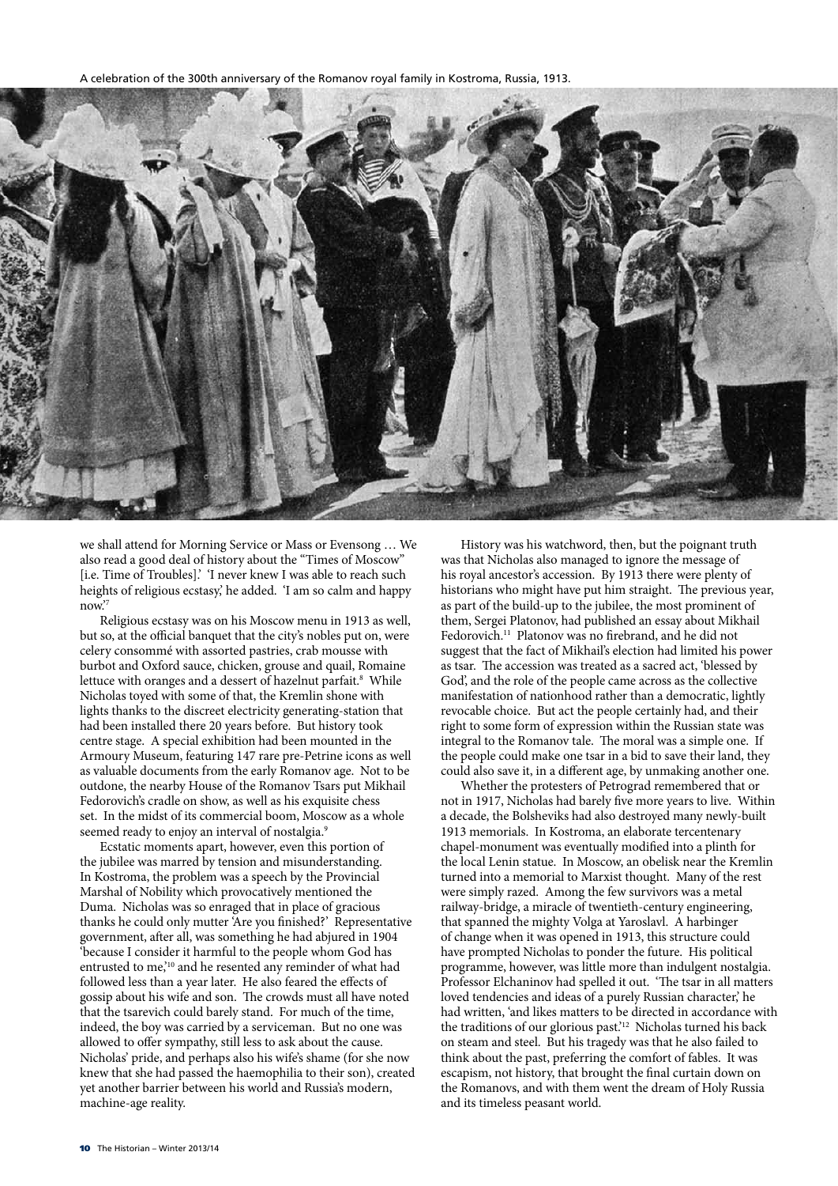A celebration of the 300th anniversary of the Romanov royal family in Kostroma, Russia, 1913.

we shall attend for Morning Service or Mass or Evensong … We also read a good deal of history about the "Times of Moscow" [i.e. Time of Troubles].' 'I never knew I was able to reach such heights of religious ecstasy,' he added. 'I am so calm and happy now.'[7]

Religious ecstasy was on his Moscow menu in 1913 as well, but so, at the official banquet that the city's nobles put on, were celery consommé with assorted pastries, crab mousse with burbot and Oxford sauce, chicken, grouse and quail, Romaine lettuce with oranges and a dessert of hazelnut parfait.[8] While Nicholas toyed with some of that, the Kremlin shone with lights thanks to the discreet electricity generating-station that had been installed there 20 years before. But history took centre stage. A special exhibition had been mounted in the Armoury Museum, featuring 147 rare pre-Petrine icons as well as valuable documents from the early Romanov age. Not to be outdone, the nearby House of the Romanov Tsars put Mikhail Fedorovich's cradle on show, as well as his exquisite chess set. In the midst of its commercial boom, Moscow as a whole seemed ready to enjoy an interval of nostalgia.[9]

Ecstatic moments apart, however, even this portion of the jubilee was marred by tension and misunderstanding. In Kostroma, the problem was a speech by the Provincial Marshal of Nobility which provocatively mentioned the Duma. Nicholas was so enraged that in place of gracious thanks he could only mutter 'Are you finished?' Representative government, after all, was something he had abjured in 1904 'because I consider it harmful to the people whom God has entrusted to me,'[10] and he resented any reminder of what had followed less than a year later. He also feared the effects of gossip about his wife and son. The crowds must all have noted that the tsarevich could barely stand. For much of the time, indeed, the boy was carried by a serviceman. But no one was allowed to offer sympathy, still less to ask about the cause. Nicholas' pride, and perhaps also his wife's shame (for she now knew that she had passed the haemophilia to their son), created yet another barrier between his world and Russia's modern, machine-age reality.

History was his watchword, then, but the poignant truth was that Nicholas also managed to ignore the message of his royal ancestor's accession. By 1913 there were plenty of historians who might have put him straight. The previous year, as part of the build-up to the jubilee, the most prominent of them, Sergei Platonov, had published an essay about Mikhail Fedorovich.[11] Platonov was no firebrand, and he did not suggest that the fact of Mikhail's election had limited his power as tsar. The accession was treated as a sacred act, 'blessed by God', and the role of the people came across as the collective manifestation of nationhood rather than a democratic, lightly revocable choice. But act the people certainly had, and their right to some form of expression within the Russian state was integral to the Romanov tale. The moral was a simple one. If the people could make one tsar in a bid to save their land, they could also save it, in a different age, by unmaking another one.

Whether the protesters of Petrograd remembered that or not in 1917, Nicholas had barely five more years to live. Within a decade, the Bolsheviks had also destroyed many newly-built 1913 memorials. In Kostroma, an elaborate tercentenary chapel-monument was eventually modified into a plinth for the local Lenin statue. In Moscow, an obelisk near the Kremlin turned into a memorial to Marxist thought. Many of the rest were simply razed. Among the few survivors was a metal railway-bridge, a miracle of twentieth-century engineering, that spanned the mighty Volga at Yaroslavl. A harbinger of change when it was opened in 1913, this structure could have prompted Nicholas to ponder the future. His political programme, however, was little more than indulgent nostalgia. Professor Elchaninov had spelled it out. 'The tsar in all matters loved tendencies and ideas of a purely Russian character,' he had written, 'and likes matters to be directed in accordance with the traditions of our glorious past.'[12] Nicholas turned his back on steam and steel. But his tragedy was that he also failed to think about the past, preferring the comfort of fables. It was escapism, not history, that brought the final curtain down on the Romanovs, and with them went the dream of Holy Russia and its timeless peasant world.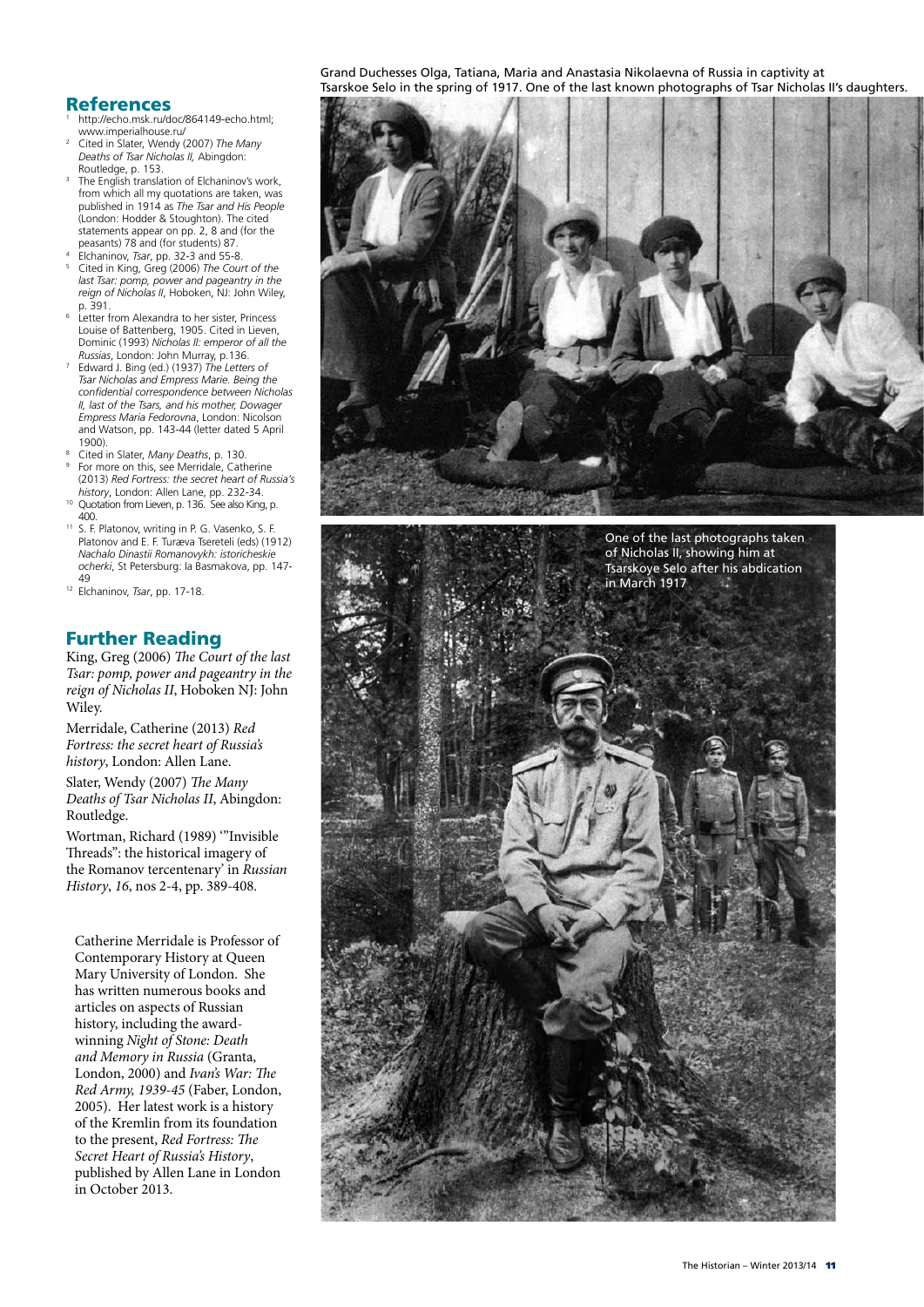## References

[1] http://echo.msk.ru/doc/864149-echo.html; www.imperialhouse.ru/

[2] Cited in Slater, Wendy (2007) *The Many Deaths of Tsar Nicholas II,* Abingdon: Routledge, p. 153.

[3] The English translation of Elchaninov's work, from which all my quotations are taken, was published in 1914 as *The Tsar and His People* (London: Hodder & Stoughton). The cited statements appear on pp. 2, 8 and (for the peasants) 78 and (for students) 87.

[4] Elchaninov, *Tsar*, pp. 32-3 and 55-8.

[5] Cited in King, Greg (2006) *The Court of the last Tsar: pomp, power and pageantry in the reign of Nicholas II*, Hoboken, NJ: John Wiley, p. 391.

[6] Letter from Alexandra to her sister, Princess Louise of Battenberg, 1905. Cited in Lieven, Dominic (1993) *Nicholas II: emperor of all the Russias*, London: John Murray, p.136.

[7] Edward J. Bing (ed.) (1937) *The Letters of Tsar Nicholas and Empress Marie. Being the confidential correspondence between Nicholas II, last of the Tsars, and his mother, Dowager Empress Maria Fedorovna*, London: Nicolson and Watson, pp. 143-44 (letter dated 5 April 1900).

[8] Cited in Slater, *Many Deaths*, p. 130.

[9] For more on this, see Merridale, Catherine (2013) *Red Fortress: the secret heart of Russia's history*, London: Allen Lane, pp. 232-34.

[10] Quotation from Lieven, p. 136. See also King, p. 400.

[11] S. F. Platonov, writing in P. G. Vasenko, S. F. Platonov and E. F. Turæva Tsereteli (eds) (1912) *Nachalo Dinastii Romanovykh: istoricheskie ocherki*, St Petersburg: Ia Basmakova, pp. 147-49

[12] Elchaninov, *Tsar*, pp. 17-18.

## Further Reading

King, Greg (2006) *The Court of the last Tsar: pomp, power and pageantry in the reign of Nicholas II*, Hoboken NJ: John Wiley.

Merridale, Catherine (2013) *Red Fortress: the secret heart of Russia's history*, London: Allen Lane.

Slater, Wendy (2007) *The Many Deaths of Tsar Nicholas II*, Abingdon: Routledge.

Wortman, Richard (1989) '"Invisible Threads": the historical imagery of the Romanov tercentenary' in *Russian History*, *16*, nos 2-4, pp. 389-408.

Catherine Merridale is Professor of Contemporary History at Queen Mary University of London. She has written numerous books and articles on aspects of Russian history, including the award-winning *Night of Stone: Death and Memory in Russia* (Granta, London, 2000) and *Ivan's War: The Red Army, 1939-45* (Faber, London, 2005). Her latest work is a history of the Kremlin from its foundation to the present, *Red Fortress: The Secret Heart of Russia's History*, published by Allen Lane in London in October 2013.

Grand Duchesses Olga, Tatiana, Maria and Anastasia Nikolaevna of Russia in captivity at Tsarskoe Selo in the spring of 1917. One of the last known photographs of Tsar Nicholas II's daughters.

One of the last photographs taken of Nicholas II, showing him at Tsarskoye Selo after his abdication in March 1917